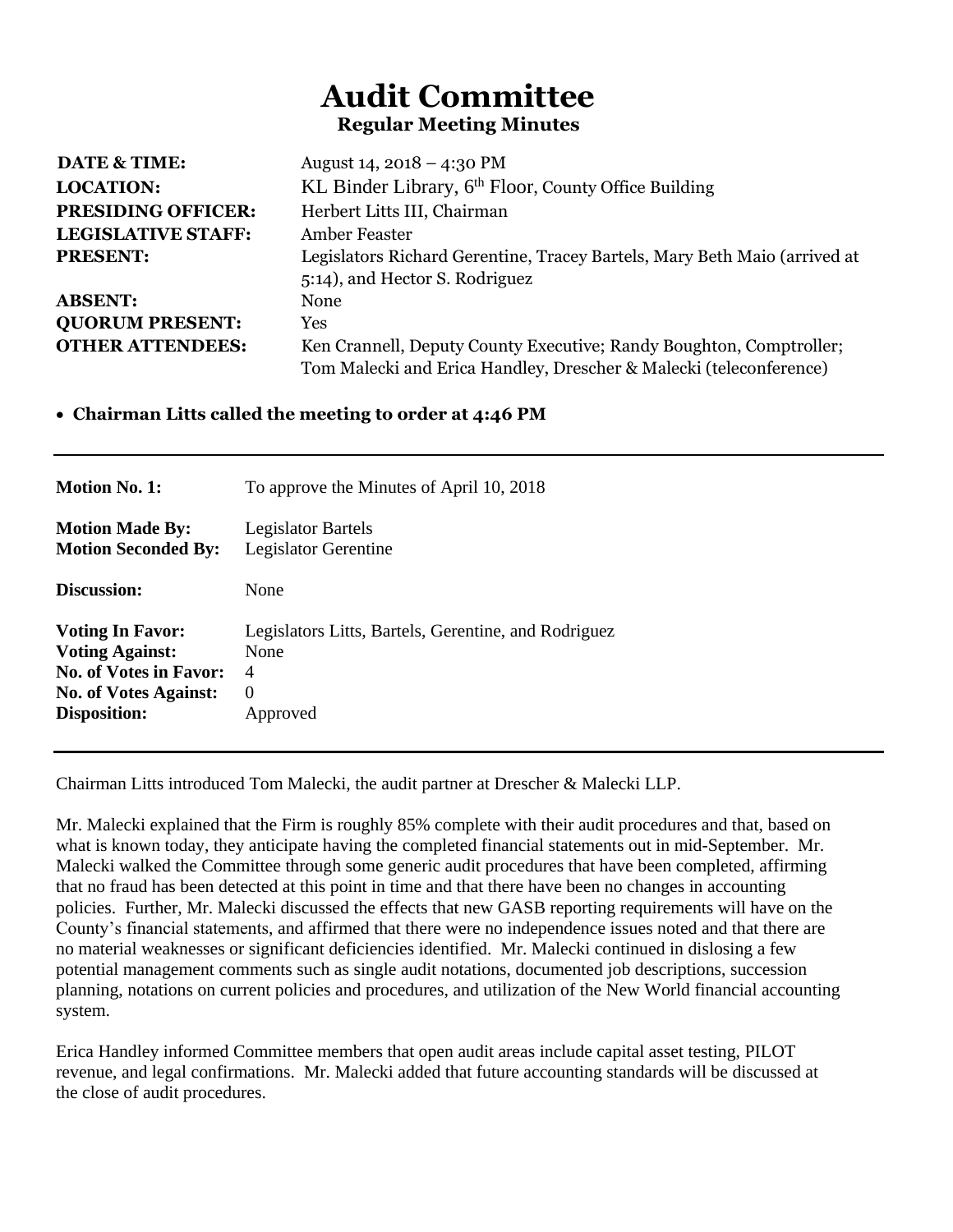# Audit Committee

### Regular Meeting Minutes

| | |
|---|---|
| **DATE & TIME:** | August 14, 2018 – 4:30 PM |
| **LOCATION:** | KL Binder Library, 6th Floor, County Office Building |
| **PRESIDING OFFICER:** | Herbert Litts III, Chairman |
| **LEGISLATIVE STAFF:** | Amber Feaster |
| **PRESENT:** | Legislators Richard Gerentine, Tracey Bartels, Mary Beth Maio (arrived at 5:14), and Hector S. Rodriguez |
| **ABSENT:** | None |
| **QUORUM PRESENT:** | Yes |
| **OTHER ATTENDEES:** | Ken Crannell, Deputy County Executive; Randy Boughton, Comptroller; Tom Malecki and Erica Handley, Drescher & Malecki (teleconference) |

- **Chairman Litts called the meeting to order at 4:46 PM**

---

| | |
|---|---|
| **Motion No. 1:** | To approve the Minutes of April 10, 2018 |
| **Motion Made By:** | Legislator Bartels |
| **Motion Seconded By:** | Legislator Gerentine |
| **Discussion:** | None |
| **Voting In Favor:** | Legislators Litts, Bartels, Gerentine, and Rodriguez |
| **Voting Against:** | None |
| **No. of Votes in Favor:** | 4 |
| **No. of Votes Against:** | 0 |
| **Disposition:** | Approved |

---

Chairman Litts introduced Tom Malecki, the audit partner at Drescher & Malecki LLP.

Mr. Malecki explained that the Firm is roughly 85% complete with their audit procedures and that, based on what is known today, they anticipate having the completed financial statements out in mid-September. Mr. Malecki walked the Committee through some generic audit procedures that have been completed, affirming that no fraud has been detected at this point in time and that there have been no changes in accounting policies. Further, Mr. Malecki discussed the effects that new GASB reporting requirements will have on the County's financial statements, and affirmed that there were no independence issues noted and that there are no material weaknesses or significant deficiencies identified. Mr. Malecki continued in dislosing a few potential management comments such as single audit notations, documented job descriptions, succession planning, notations on current policies and procedures, and utilization of the New World financial accounting system.

Erica Handley informed Committee members that open audit areas include capital asset testing, PILOT revenue, and legal confirmations. Mr. Malecki added that future accounting standards will be discussed at the close of audit procedures.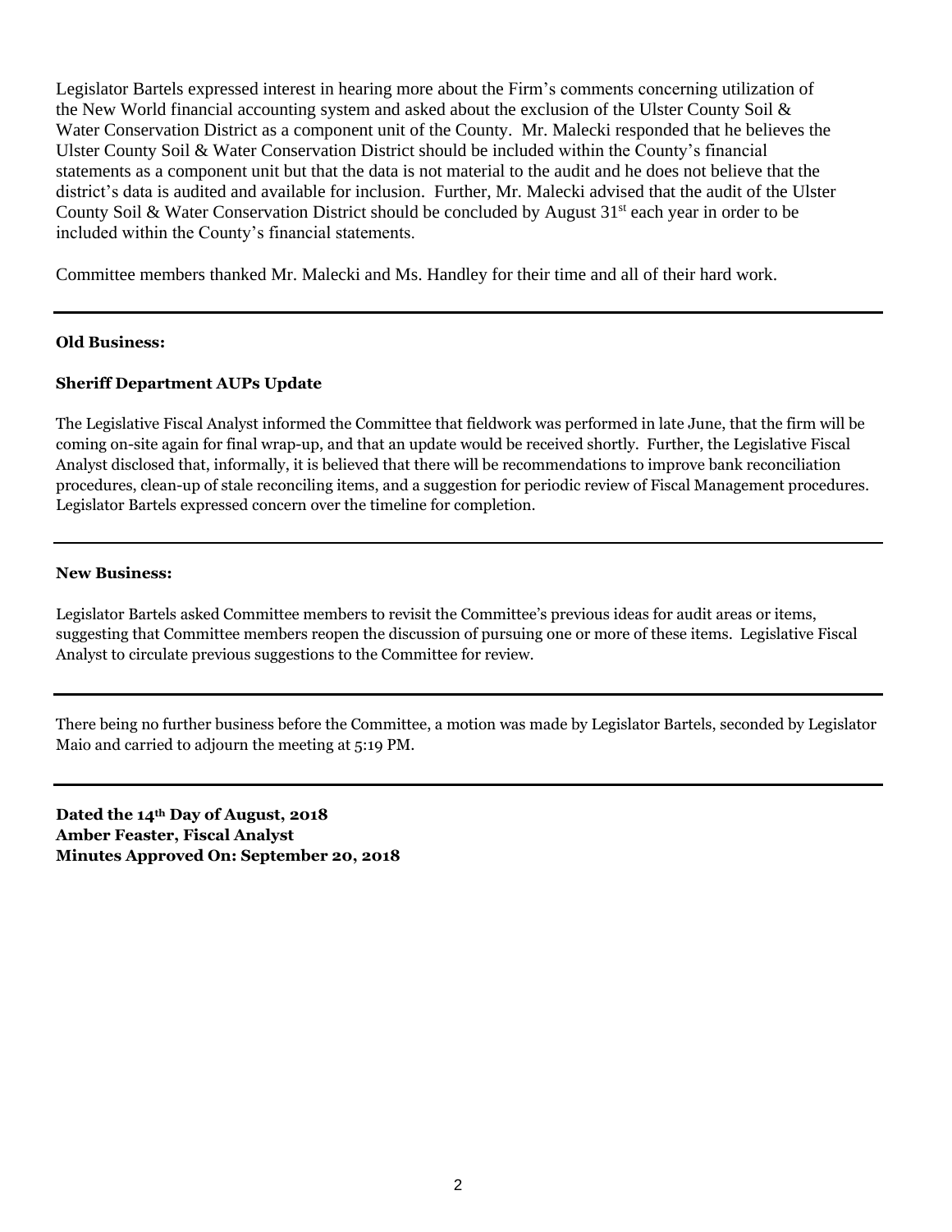Legislator Bartels expressed interest in hearing more about the Firm's comments concerning utilization of the New World financial accounting system and asked about the exclusion of the Ulster County Soil & Water Conservation District as a component unit of the County. Mr. Malecki responded that he believes the Ulster County Soil & Water Conservation District should be included within the County's financial statements as a component unit but that the data is not material to the audit and he does not believe that the district's data is audited and available for inclusion. Further, Mr. Malecki advised that the audit of the Ulster County Soil & Water Conservation District should be concluded by August 31st each year in order to be included within the County's financial statements.

Committee members thanked Mr. Malecki and Ms. Handley for their time and all of their hard work.

---

**Old Business:**

**Sheriff Department AUPs Update**

The Legislative Fiscal Analyst informed the Committee that fieldwork was performed in late June, that the firm will be coming on-site again for final wrap-up, and that an update would be received shortly. Further, the Legislative Fiscal Analyst disclosed that, informally, it is believed that there will be recommendations to improve bank reconciliation procedures, clean-up of stale reconciling items, and a suggestion for periodic review of Fiscal Management procedures. Legislator Bartels expressed concern over the timeline for completion.

---

**New Business:**

Legislator Bartels asked Committee members to revisit the Committee's previous ideas for audit areas or items, suggesting that Committee members reopen the discussion of pursuing one or more of these items. Legislative Fiscal Analyst to circulate previous suggestions to the Committee for review.

---

There being no further business before the Committee, a motion was made by Legislator Bartels, seconded by Legislator Maio and carried to adjourn the meeting at 5:19 PM.

---

**Dated the 14th Day of August, 2018**
**Amber Feaster, Fiscal Analyst**
**Minutes Approved On: September 20, 2018**